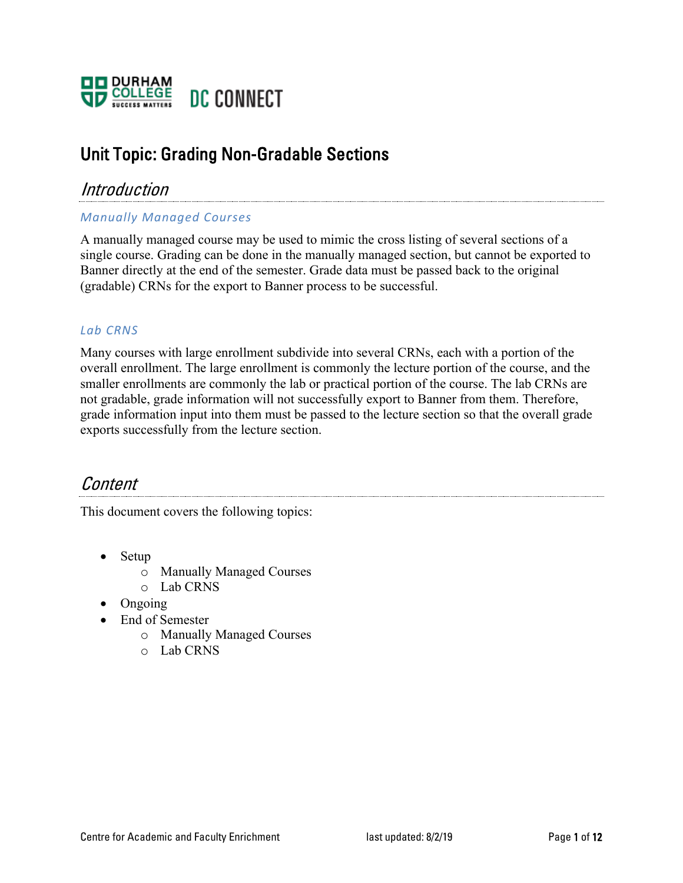DURHAM COLLEGE SUCCESS MATTERS DC CONNECT

# Unit Topic: Grading Non-Gradable Sections

## *Introduction*

### *Manually Managed Courses*

A manually managed course may be used to mimic the cross listing of several sections of a single course. Grading can be done in the manually managed section, but cannot be exported to Banner directly at the end of the semester. Grade data must be passed back to the original (gradable) CRNs for the export to Banner process to be successful.

### *Lab CRNS*

Many courses with large enrollment subdivide into several CRNs, each with a portion of the overall enrollment. The large enrollment is commonly the lecture portion of the course, and the smaller enrollments are commonly the lab or practical portion of the course. The lab CRNs are not gradable, grade information will not successfully export to Banner from them. Therefore, grade information input into them must be passed to the lecture section so that the overall grade exports successfully from the lecture section.

## *Content*

This document covers the following topics:

- Setup
  - Manually Managed Courses
  - Lab CRNS
- Ongoing
- End of Semester
  - Manually Managed Courses
  - Lab CRNS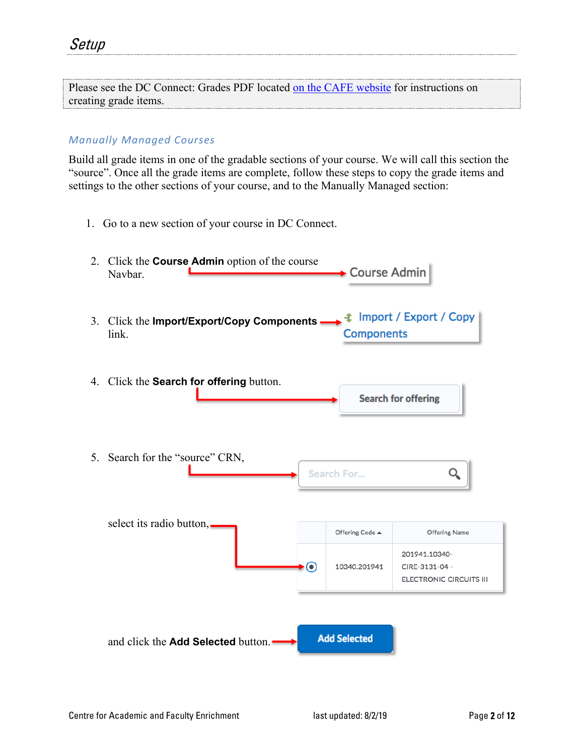# Setup

Please see the DC Connect: Grades PDF located [on the CAFE website] for instructions on creating grade items.

## Manually Managed Courses

Build all grade items in one of the gradable sections of your course. We will call this section the "source". Once all the grade items are complete, follow these steps to copy the grade items and settings to the other sections of your course, and to the Manually Managed section:

1. Go to a new section of your course in DC Connect.
2. Click the **Course Admin** option of the course Navbar.
3. Click the **Import/Export/Copy Components** link.
4. Click the **Search for offering** button.
5. Search for the "source" CRN,

   select its radio button,

   | | Offering Code ▲ | Offering Name |
   |---|---|---|
   | ◉ | 10340.201941 | 201941.10340-CIRE-3131-04 - ELECTRONIC CIRCUITS III |

   and click the **Add Selected** button.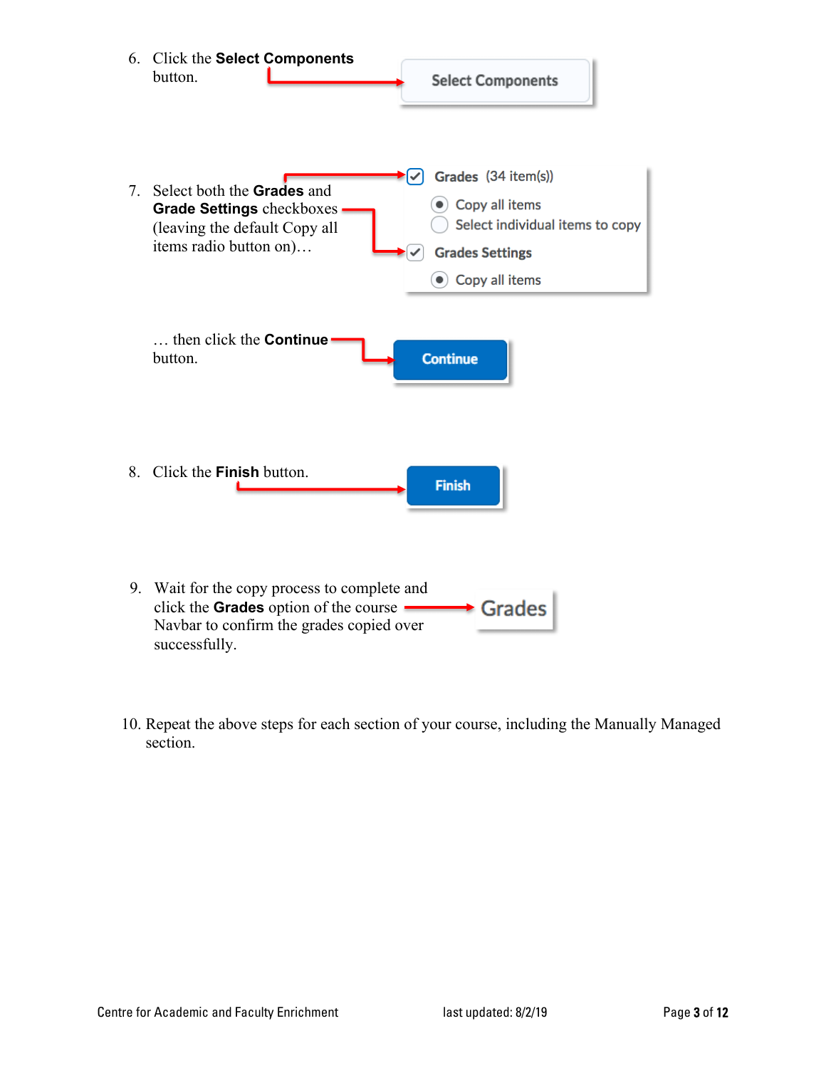6. Click the **Select Components** button.

7. Select both the **Grades** and **Grade Settings** checkboxes (leaving the default Copy all items radio button on)…

   … then click the **Continue** button.

8. Click the **Finish** button.

9. Wait for the copy process to complete and click the **Grades** option of the course Navbar to confirm the grades copied over successfully.

10. Repeat the above steps for each section of your course, including the Manually Managed section.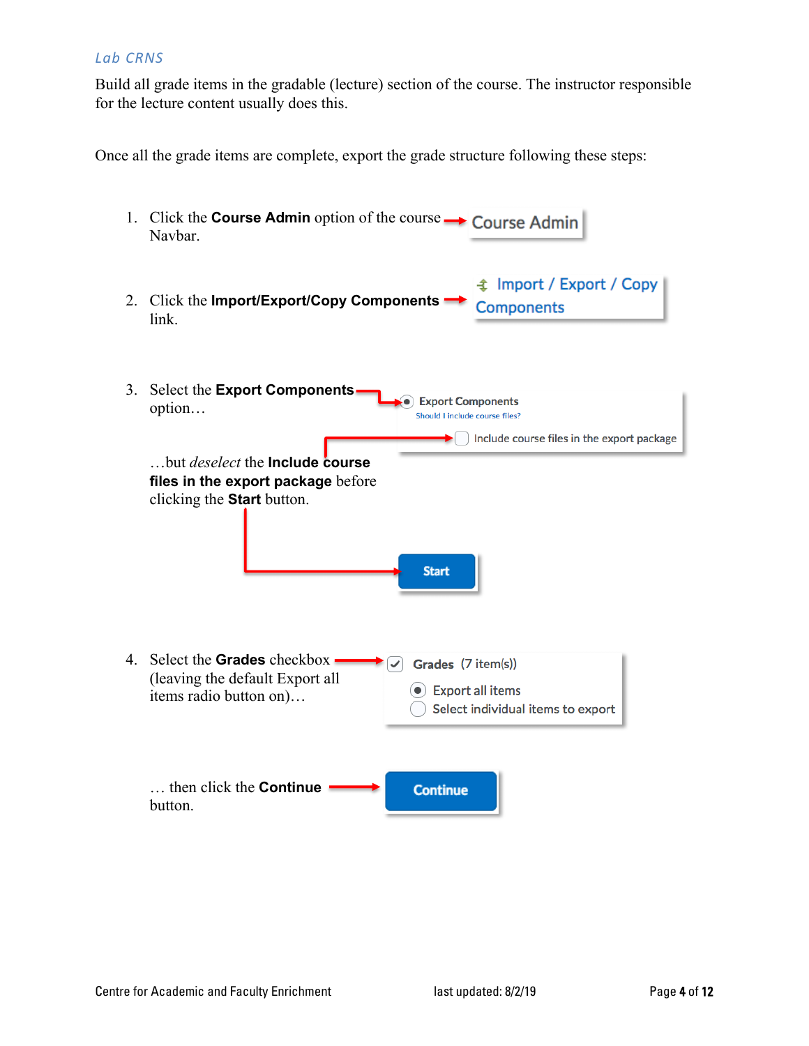### *Lab CRNS*

Build all grade items in the gradable (lecture) section of the course. The instructor responsible for the lecture content usually does this.

Once all the grade items are complete, export the grade structure following these steps:

1. Click the **Course Admin** option of the course Navbar.

   Course Admin

2. Click the **Import/Export/Copy Components** link.

   Import / Export / Copy Components

3. Select the **Export Components** option…

   Export Components
   Should I include course files?

   Include course files in the export package

   …but *deselect* the **Include course files in the export package** before clicking the **Start** button.

   Start

4. Select the **Grades** checkbox (leaving the default Export all items radio button on)…

   Grades (7 item(s))
   Export all items
   Select individual items to export

   … then click the **Continue** button.

   Continue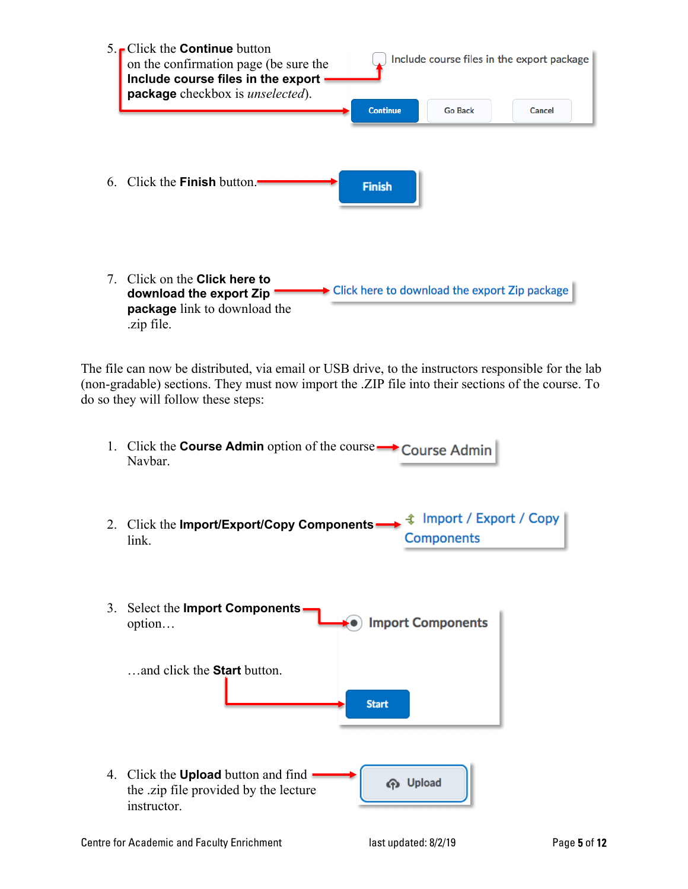5. Click the **Continue** button on the confirmation page (be sure the **Include course files in the export package** checkbox is *unselected*).

6. Click the **Finish** button.

7. Click on the **Click here to download the export Zip package** link to download the .zip file.

The file can now be distributed, via email or USB drive, to the instructors responsible for the lab (non-gradable) sections. They must now import the .ZIP file into their sections of the course. To do so they will follow these steps:

1. Click the **Course Admin** option of the course Navbar.

2. Click the **Import/Export/Copy Components** link.

3. Select the **Import Components** option…

   …and click the **Start** button.

4. Click the **Upload** button and find the .zip file provided by the lecture instructor.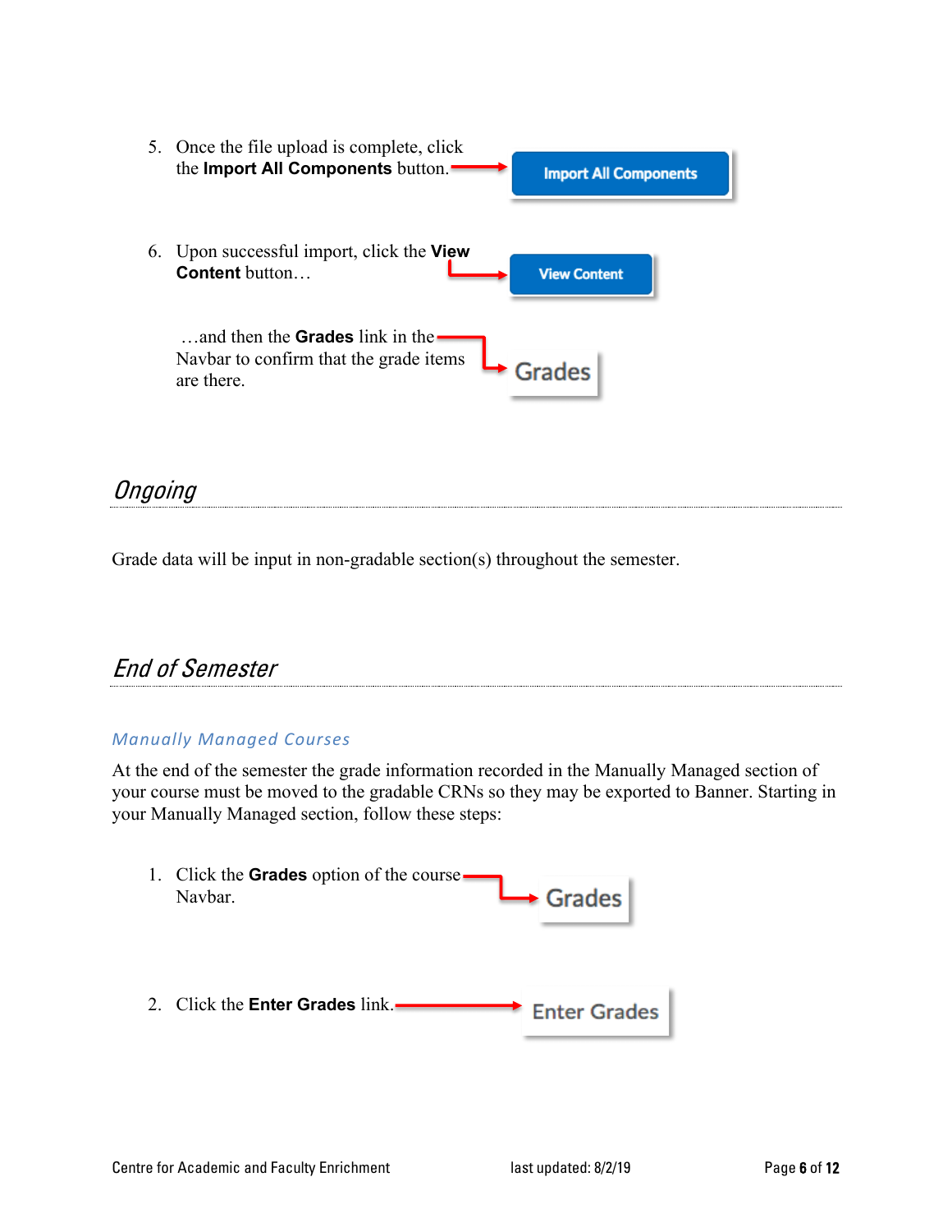5. Once the file upload is complete, click the **Import All Components** button.

   Import All Components

6. Upon successful import, click the **View Content** button…

   View Content

   …and then the **Grades** link in the Navbar to confirm that the grade items are there.

   Grades

## Ongoing

Grade data will be input in non-gradable section(s) throughout the semester.

## End of Semester

### Manually Managed Courses

At the end of the semester the grade information recorded in the Manually Managed section of your course must be moved to the gradable CRNs so they may be exported to Banner. Starting in your Manually Managed section, follow these steps:

1. Click the **Grades** option of the course Navbar.

   Grades

2. Click the **Enter Grades** link.

   Enter Grades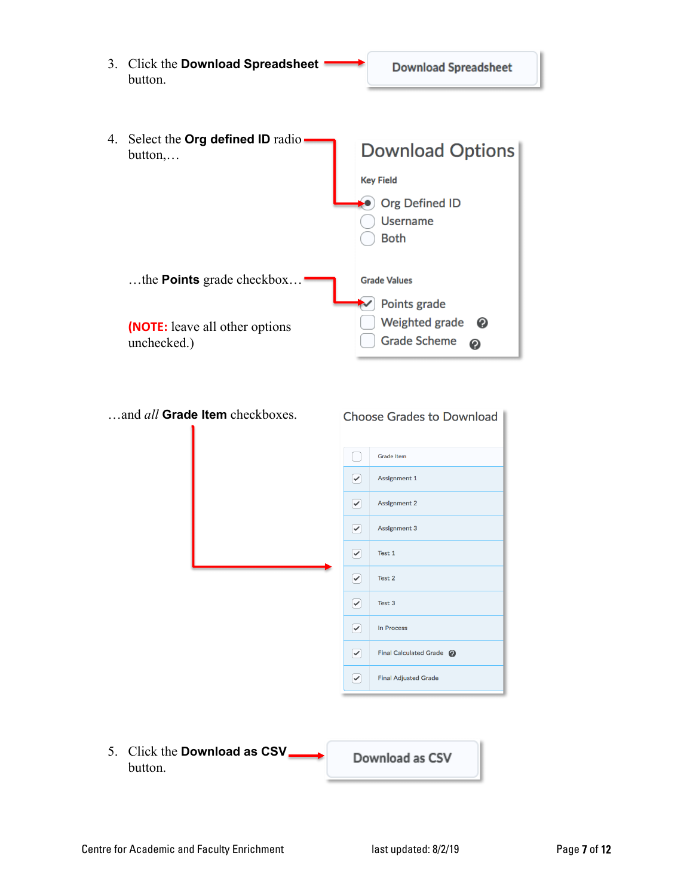3. Click the **Download Spreadsheet** button.

   Download Spreadsheet

4. Select the **Org defined ID** radio button,…

   …the **Points** grade checkbox…

   **(NOTE:** leave all other options unchecked.)

   Download Options

   Key Field

   - (•) Org Defined ID
   - ( ) Username
   - ( ) Both

   Grade Values

   - [x] Points grade
   - [ ] Weighted grade
   - [ ] Grade Scheme

   …and *all* **Grade Item** checkboxes.

   Choose Grades to Download

   | | Grade Item |
   |---|---|
   | ☑ | Assignment 1 |
   | ☑ | Assignment 2 |
   | ☑ | Assignment 3 |
   | ☑ | Test 1 |
   | ☑ | Test 2 |
   | ☑ | Test 3 |
   | ☑ | In Process |
   | ☑ | Final Calculated Grade |
   | ☑ | Final Adjusted Grade |

5. Click the **Download as CSV** button.

   Download as CSV

Centre for Academic and Faculty Enrichment    last updated: 8/2/19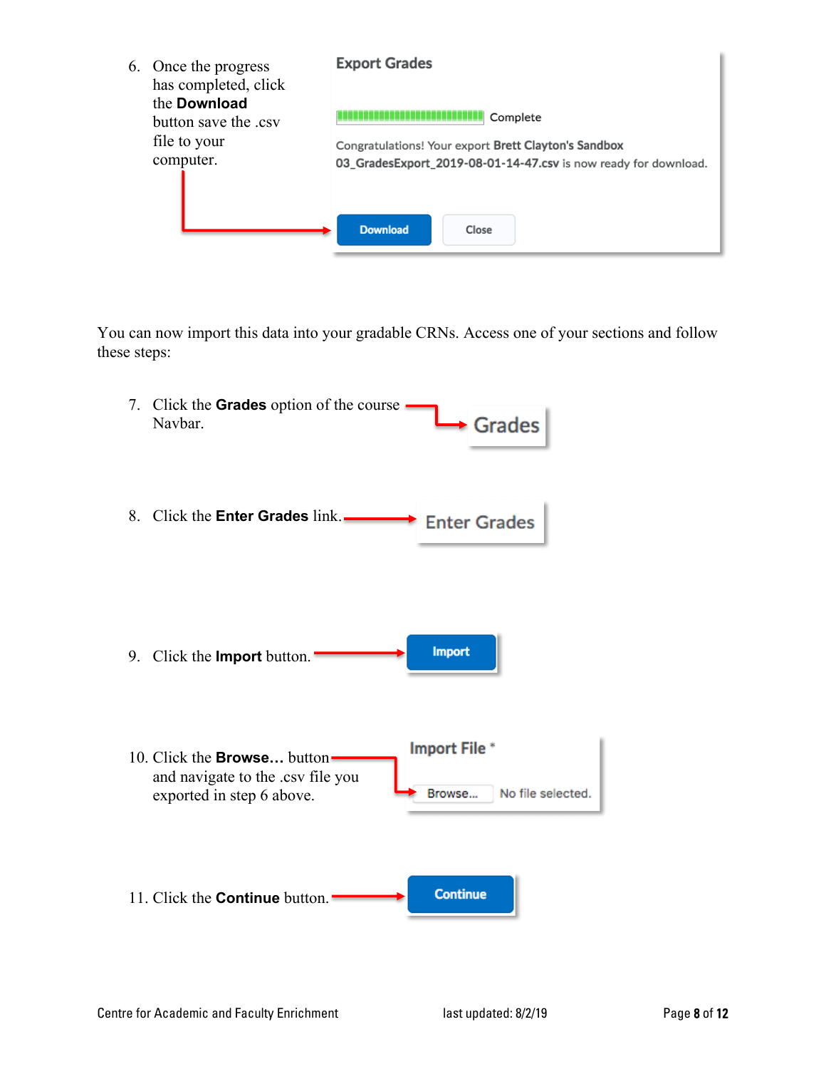6. Once the progress has completed, click the **Download** button save the .csv file to your computer.

Export Grades

Complete

Congratulations! Your export **Brett Clayton's Sandbox 03_GradesExport_2019-08-01-14-47.csv** is now ready for download.

Download Close

You can now import this data into your gradable CRNs. Access one of your sections and follow these steps:

7. Click the **Grades** option of the course Navbar.

Grades

8. Click the **Enter Grades** link.

Enter Grades

9. Click the **Import** button.

Import

10. Click the **Browse…** button and navigate to the .csv file you exported in step 6 above.

Import File *

Browse... No file selected.

11. Click the **Continue** button.

Continue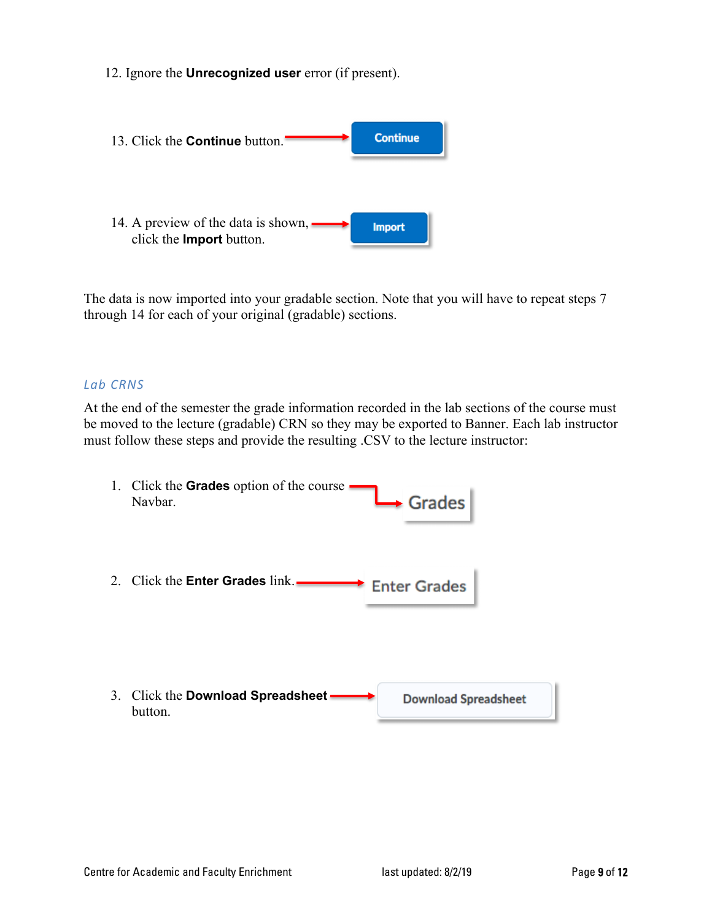12. Ignore the **Unrecognized user** error (if present).

13. Click the **Continue** button.

14. A preview of the data is shown, click the **Import** button.

The data is now imported into your gradable section. Note that you will have to repeat steps 7 through 14 for each of your original (gradable) sections.

### *Lab CRNS*

At the end of the semester the grade information recorded in the lab sections of the course must be moved to the lecture (gradable) CRN so they may be exported to Banner. Each lab instructor must follow these steps and provide the resulting .CSV to the lecture instructor:

1. Click the **Grades** option of the course Navbar.

2. Click the **Enter Grades** link.

3. Click the **Download Spreadsheet** button.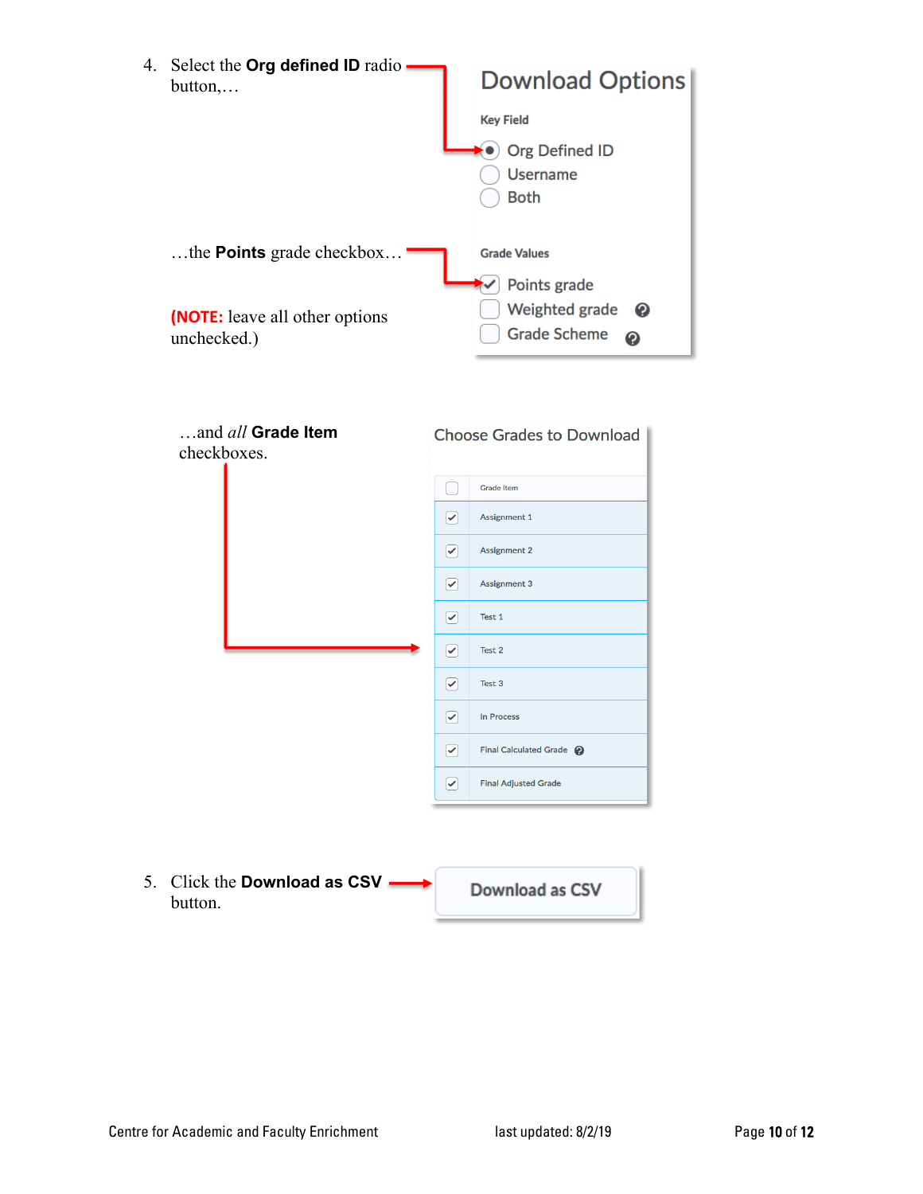4. Select the **Org defined ID** radio button,…

   …the **Points** grade checkbox…

   **(NOTE:** leave all other options unchecked.)

   Download Options

   Key Field

   - Org Defined ID
   - Username
   - Both

   Grade Values

   - Points grade
   - Weighted grade
   - Grade Scheme

   …and *all* **Grade Item** checkboxes.

   Choose Grades to Download

   | | Grade Item |
   |---|---|
   | ☑ | Assignment 1 |
   | ☑ | Assignment 2 |
   | ☑ | Assignment 3 |
   | ☑ | Test 1 |
   | ☑ | Test 2 |
   | ☑ | Test 3 |
   | ☑ | In Process |
   | ☑ | Final Calculated Grade |
   | ☑ | Final Adjusted Grade |

5. Click the **Download as CSV** button.

   Download as CSV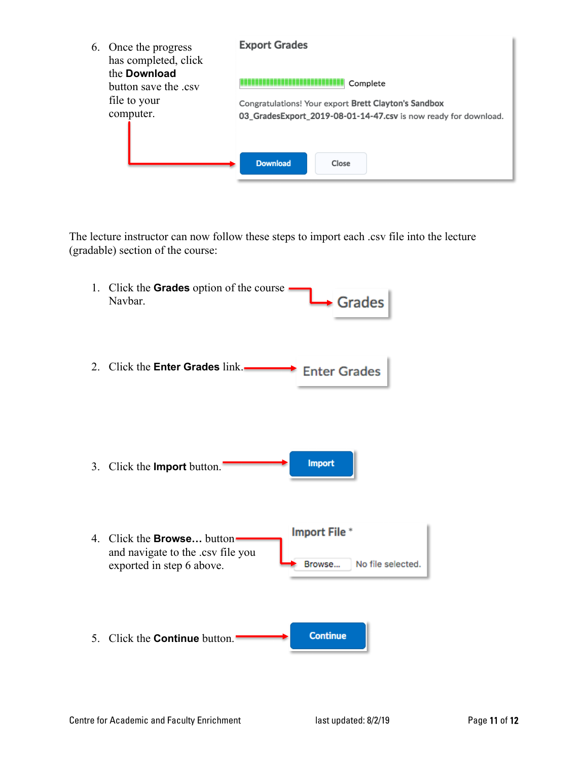6. Once the progress has completed, click the **Download** button save the .csv file to your computer.

Export Grades

Complete

Congratulations! Your export **Brett Clayton's Sandbox 03_GradesExport_2019-08-01-14-47.csv** is now ready for download.

Download Close

The lecture instructor can now follow these steps to import each .csv file into the lecture (gradable) section of the course:

1. Click the **Grades** option of the course Navbar.

   Grades

2. Click the **Enter Grades** link.

   Enter Grades

3. Click the **Import** button.

   Import

4. Click the **Browse…** button and navigate to the .csv file you exported in step 6 above.

   Import File *

   Browse... No file selected.

5. Click the **Continue** button.

   Continue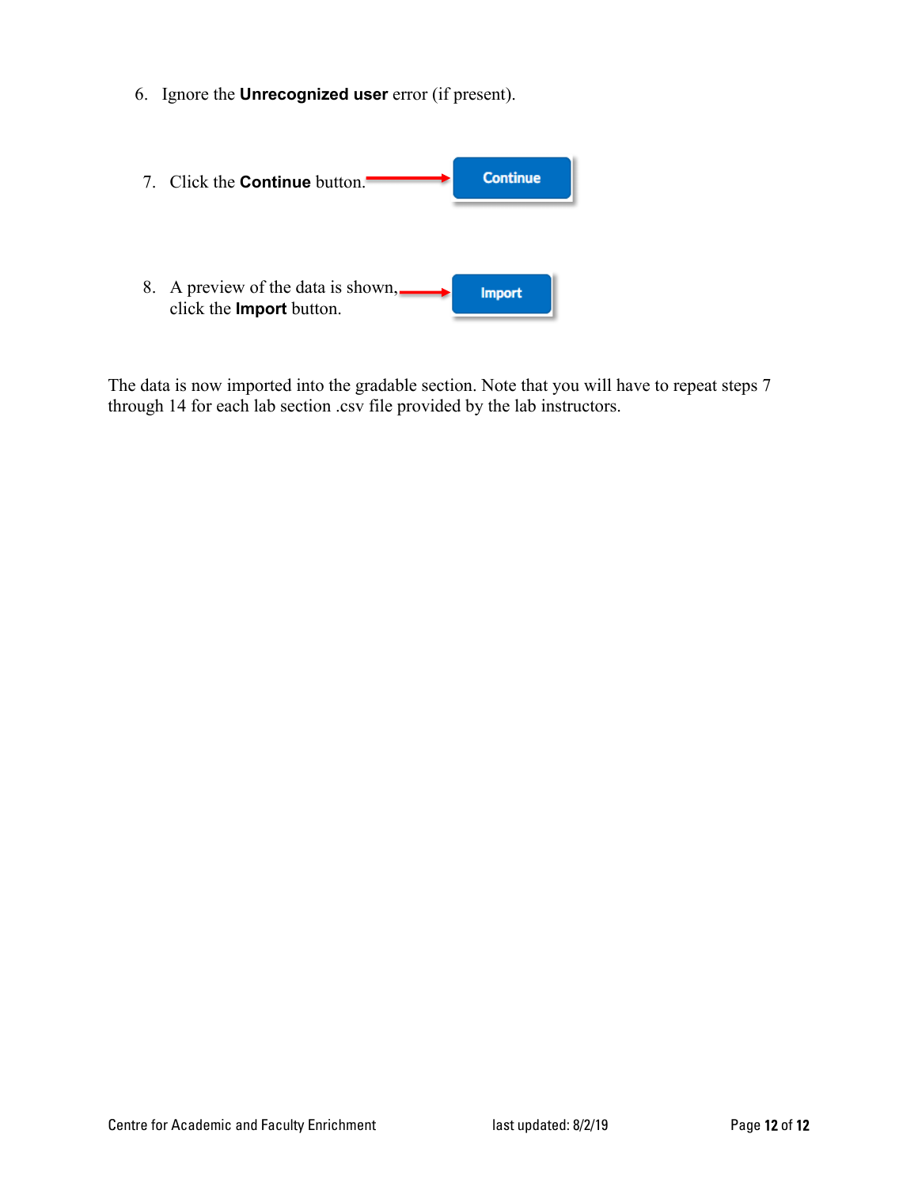6. Ignore the **Unrecognized user** error (if present).

7. Click the **Continue** button.

8. A preview of the data is shown, click the **Import** button.

The data is now imported into the gradable section. Note that you will have to repeat steps 7 through 14 for each lab section .csv file provided by the lab instructors.